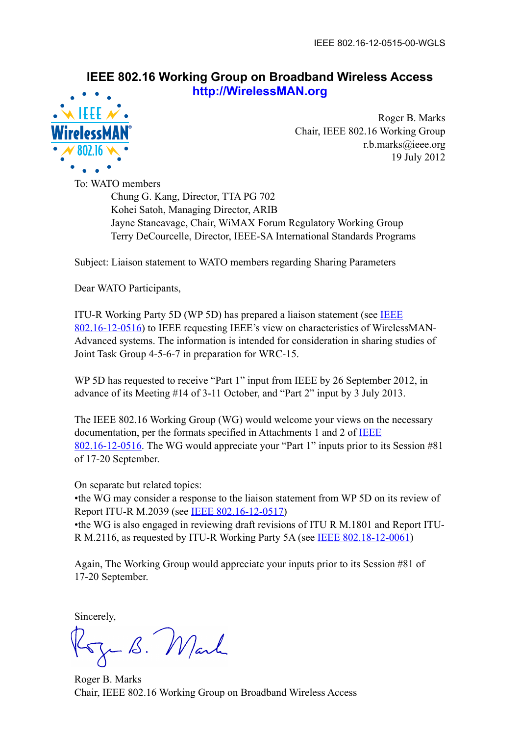IEEE 802.16-12-0515-00-WGLS

# IEEE 802.16 Working Group on Broadband Wireless Access

**http://WirelessMAN.org**

Roger B. Marks
Chair, IEEE 802.16 Working Group
r.b.marks@ieee.org
19 July 2012

To: WATO members
Chung G. Kang, Director, TTA PG 702
Kohei Satoh, Managing Director, ARIB
Jayne Stancavage, Chair, WiMAX Forum Regulatory Working Group
Terry DeCourcelle, Director, IEEE-SA International Standards Programs

Subject: Liaison statement to WATO members regarding Sharing Parameters

Dear WATO Participants,

ITU-R Working Party 5D (WP 5D) has prepared a liaison statement (see IEEE 802.16-12-0516) to IEEE requesting IEEE's view on characteristics of WirelessMAN-Advanced systems. The information is intended for consideration in sharing studies of Joint Task Group 4-5-6-7 in preparation for WRC-15.

WP 5D has requested to receive "Part 1" input from IEEE by 26 September 2012, in advance of its Meeting #14 of 3-11 October, and "Part 2" input by 3 July 2013.

The IEEE 802.16 Working Group (WG) would welcome your views on the necessary documentation, per the formats specified in Attachments 1 and 2 of IEEE 802.16-12-0516. The WG would appreciate your "Part 1" inputs prior to its Session #81 of 17-20 September.

On separate but related topics:
•the WG may consider a response to the liaison statement from WP 5D on its review of Report ITU-R M.2039 (see IEEE 802.16-12-0517)
•the WG is also engaged in reviewing draft revisions of ITU R M.1801 and Report ITU-R M.2116, as requested by ITU-R Working Party 5A (see IEEE 802.18-12-0061)

Again, The Working Group would appreciate your inputs prior to its Session #81 of 17-20 September.

Sincerely,

Roger B. Marks
Chair, IEEE 802.16 Working Group on Broadband Wireless Access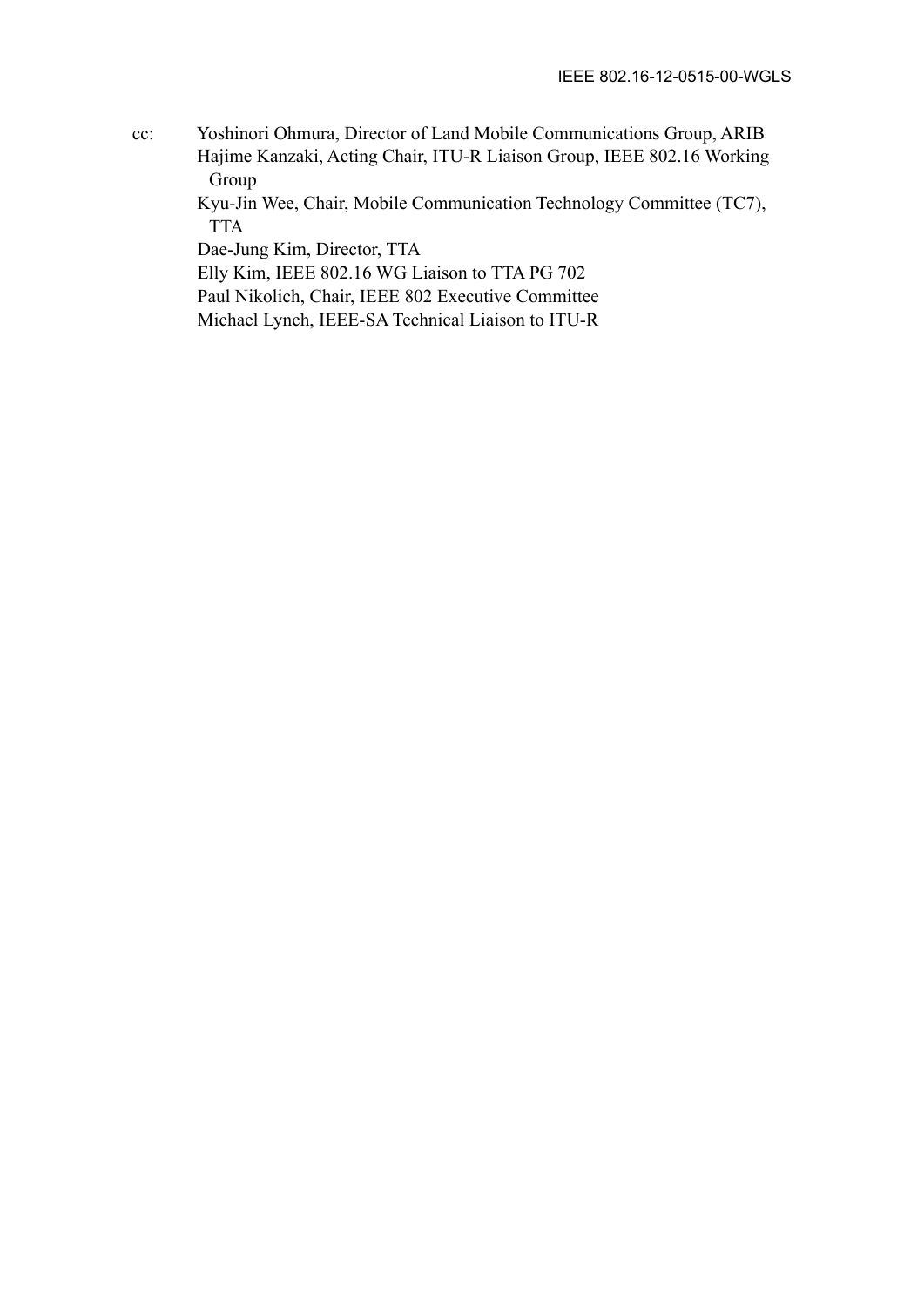cc: Yoshinori Ohmura, Director of Land Mobile Communications Group, ARIB
Hajime Kanzaki, Acting Chair, ITU-R Liaison Group, IEEE 802.16 Working Group
Kyu-Jin Wee, Chair, Mobile Communication Technology Committee (TC7), TTA
Dae-Jung Kim, Director, TTA
Elly Kim, IEEE 802.16 WG Liaison to TTA PG 702
Paul Nikolich, Chair, IEEE 802 Executive Committee
Michael Lynch, IEEE-SA Technical Liaison to ITU-R